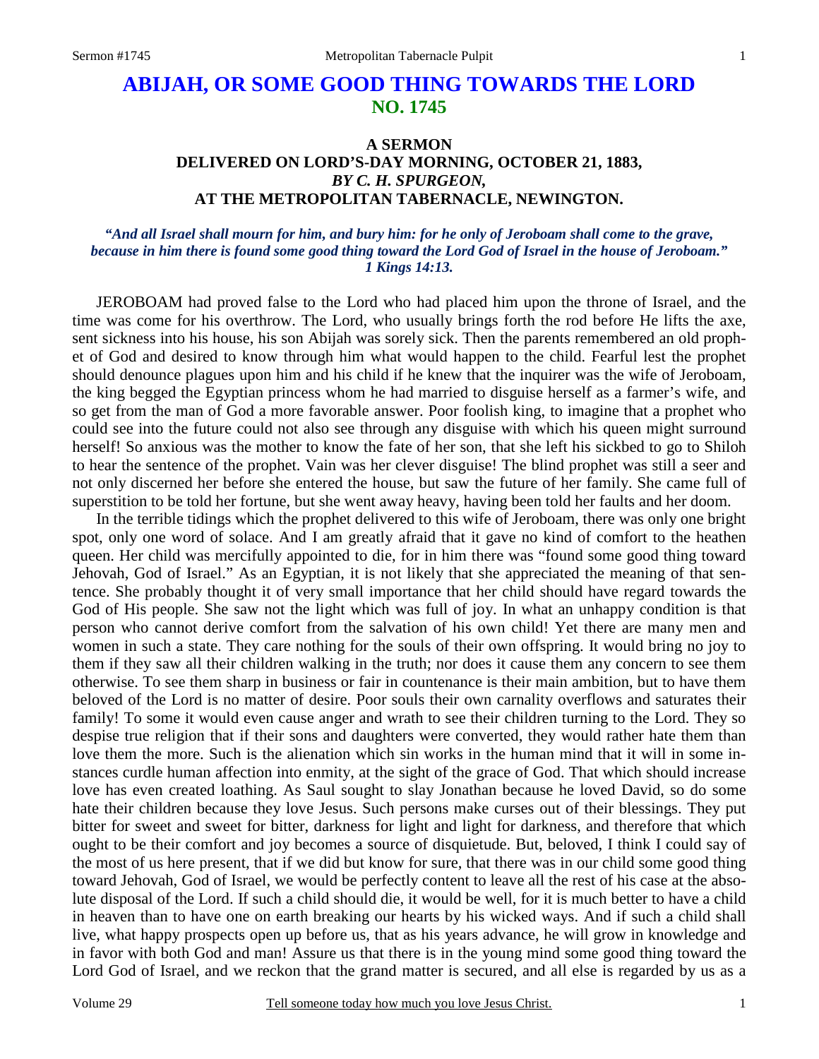# ABIJAH, OR SOME GOOD THING TOWARDS THE LORD
## NO. 1745

### A SERMON
### DELIVERED ON LORD'S-DAY MORNING, OCTOBER 21, 1883,
### *BY C. H. SPURGEON,*
### AT THE METROPOLITAN TABERNACLE, NEWINGTON.

*"And all Israel shall mourn for him, and bury him: for he only of Jeroboam shall come to the grave, because in him there is found some good thing toward the Lord God of Israel in the house of Jeroboam." 1 Kings 14:13.*

JEROBOAM had proved false to the Lord who had placed him upon the throne of Israel, and the time was come for his overthrow. The Lord, who usually brings forth the rod before He lifts the axe, sent sickness into his house, his son Abijah was sorely sick. Then the parents remembered an old prophet of God and desired to know through him what would happen to the child. Fearful lest the prophet should denounce plagues upon him and his child if he knew that the inquirer was the wife of Jeroboam, the king begged the Egyptian princess whom he had married to disguise herself as a farmer's wife, and so get from the man of God a more favorable answer. Poor foolish king, to imagine that a prophet who could see into the future could not also see through any disguise with which his queen might surround herself! So anxious was the mother to know the fate of her son, that she left his sickbed to go to Shiloh to hear the sentence of the prophet. Vain was her clever disguise! The blind prophet was still a seer and not only discerned her before she entered the house, but saw the future of her family. She came full of superstition to be told her fortune, but she went away heavy, having been told her faults and her doom.

In the terrible tidings which the prophet delivered to this wife of Jeroboam, there was only one bright spot, only one word of solace. And I am greatly afraid that it gave no kind of comfort to the heathen queen. Her child was mercifully appointed to die, for in him there was "found some good thing toward Jehovah, God of Israel." As an Egyptian, it is not likely that she appreciated the meaning of that sentence. She probably thought it of very small importance that her child should have regard towards the God of His people. She saw not the light which was full of joy. In what an unhappy condition is that person who cannot derive comfort from the salvation of his own child! Yet there are many men and women in such a state. They care nothing for the souls of their own offspring. It would bring no joy to them if they saw all their children walking in the truth; nor does it cause them any concern to see them otherwise. To see them sharp in business or fair in countenance is their main ambition, but to have them beloved of the Lord is no matter of desire. Poor souls their own carnality overflows and saturates their family! To some it would even cause anger and wrath to see their children turning to the Lord. They so despise true religion that if their sons and daughters were converted, they would rather hate them than love them the more. Such is the alienation which sin works in the human mind that it will in some instances curdle human affection into enmity, at the sight of the grace of God. That which should increase love has even created loathing. As Saul sought to slay Jonathan because he loved David, so do some hate their children because they love Jesus. Such persons make curses out of their blessings. They put bitter for sweet and sweet for bitter, darkness for light and light for darkness, and therefore that which ought to be their comfort and joy becomes a source of disquietude. But, beloved, I think I could say of the most of us here present, that if we did but know for sure, that there was in our child some good thing toward Jehovah, God of Israel, we would be perfectly content to leave all the rest of his case at the absolute disposal of the Lord. If such a child should die, it would be well, for it is much better to have a child in heaven than to have one on earth breaking our hearts by his wicked ways. And if such a child shall live, what happy prospects open up before us, that as his years advance, he will grow in knowledge and in favor with both God and man! Assure us that there is in the young mind some good thing toward the Lord God of Israel, and we reckon that the grand matter is secured, and all else is regarded by us as a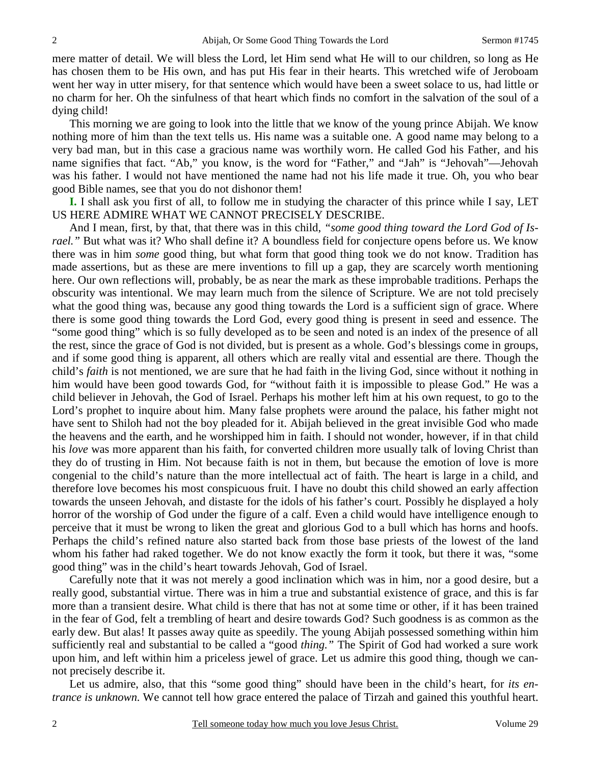mere matter of detail. We will bless the Lord, let Him send what He will to our children, so long as He has chosen them to be His own, and has put His fear in their hearts. This wretched wife of Jeroboam went her way in utter misery, for that sentence which would have been a sweet solace to us, had little or no charm for her. Oh the sinfulness of that heart which finds no comfort in the salvation of the soul of a dying child!

This morning we are going to look into the little that we know of the young prince Abijah. We know nothing more of him than the text tells us. His name was a suitable one. A good name may belong to a very bad man, but in this case a gracious name was worthily worn. He called God his Father, and his name signifies that fact. "Ab," you know, is the word for "Father," and "Jah" is "Jehovah"—Jehovah was his father. I would not have mentioned the name had not his life made it true. Oh, you who bear good Bible names, see that you do not dishonor them!

**I.** I shall ask you first of all, to follow me in studying the character of this prince while I say, LET US HERE ADMIRE WHAT WE CANNOT PRECISELY DESCRIBE.

And I mean, first, by that, that there was in this child, *"some good thing toward the Lord God of Israel."* But what was it? Who shall define it? A boundless field for conjecture opens before us. We know there was in him *some* good thing, but what form that good thing took we do not know. Tradition has made assertions, but as these are mere inventions to fill up a gap, they are scarcely worth mentioning here. Our own reflections will, probably, be as near the mark as these improbable traditions. Perhaps the obscurity was intentional. We may learn much from the silence of Scripture. We are not told precisely what the good thing was, because any good thing towards the Lord is a sufficient sign of grace. Where there is some good thing towards the Lord God, every good thing is present in seed and essence. The "some good thing" which is so fully developed as to be seen and noted is an index of the presence of all the rest, since the grace of God is not divided, but is present as a whole. God's blessings come in groups, and if some good thing is apparent, all others which are really vital and essential are there. Though the child's *faith* is not mentioned, we are sure that he had faith in the living God, since without it nothing in him would have been good towards God, for "without faith it is impossible to please God." He was a child believer in Jehovah, the God of Israel. Perhaps his mother left him at his own request, to go to the Lord's prophet to inquire about him. Many false prophets were around the palace, his father might not have sent to Shiloh had not the boy pleaded for it. Abijah believed in the great invisible God who made the heavens and the earth, and he worshipped him in faith. I should not wonder, however, if in that child his *love* was more apparent than his faith, for converted children more usually talk of loving Christ than they do of trusting in Him. Not because faith is not in them, but because the emotion of love is more congenial to the child's nature than the more intellectual act of faith. The heart is large in a child, and therefore love becomes his most conspicuous fruit. I have no doubt this child showed an early affection towards the unseen Jehovah, and distaste for the idols of his father's court. Possibly he displayed a holy horror of the worship of God under the figure of a calf. Even a child would have intelligence enough to perceive that it must be wrong to liken the great and glorious God to a bull which has horns and hoofs. Perhaps the child's refined nature also started back from those base priests of the lowest of the land whom his father had raked together. We do not know exactly the form it took, but there it was, "some good thing" was in the child's heart towards Jehovah, God of Israel.

Carefully note that it was not merely a good inclination which was in him, nor a good desire, but a really good, substantial virtue. There was in him a true and substantial existence of grace, and this is far more than a transient desire. What child is there that has not at some time or other, if it has been trained in the fear of God, felt a trembling of heart and desire towards God? Such goodness is as common as the early dew. But alas! It passes away quite as speedily. The young Abijah possessed something within him sufficiently real and substantial to be called a "good *thing."* The Spirit of God had worked a sure work upon him, and left within him a priceless jewel of grace. Let us admire this good thing, though we cannot precisely describe it.

Let us admire, also, that this "some good thing" should have been in the child's heart, for *its entrance is unknown.* We cannot tell how grace entered the palace of Tirzah and gained this youthful heart.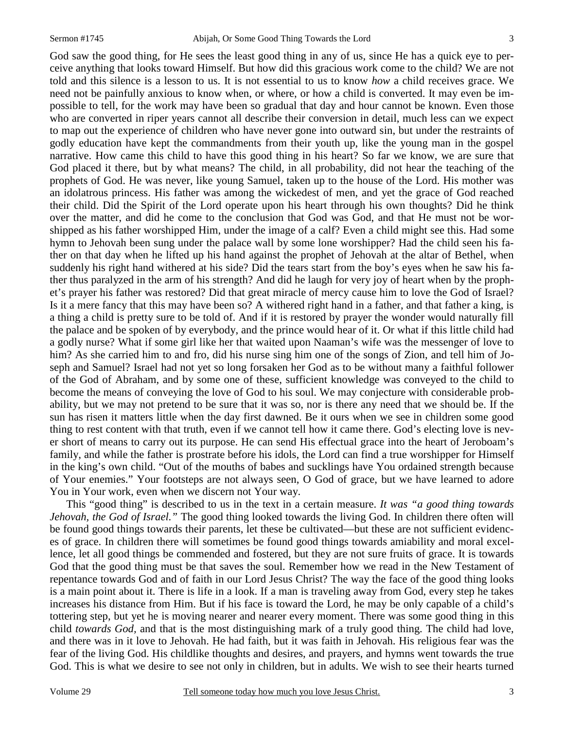God saw the good thing, for He sees the least good thing in any of us, since He has a quick eye to perceive anything that looks toward Himself. But how did this gracious work come to the child? We are not told and this silence is a lesson to us. It is not essential to us to know *how* a child receives grace. We need not be painfully anxious to know when, or where, or how a child is converted. It may even be impossible to tell, for the work may have been so gradual that day and hour cannot be known. Even those who are converted in riper years cannot all describe their conversion in detail, much less can we expect to map out the experience of children who have never gone into outward sin, but under the restraints of godly education have kept the commandments from their youth up, like the young man in the gospel narrative. How came this child to have this good thing in his heart? So far we know, we are sure that God placed it there, but by what means? The child, in all probability, did not hear the teaching of the prophets of God. He was never, like young Samuel, taken up to the house of the Lord. His mother was an idolatrous princess. His father was among the wickedest of men, and yet the grace of God reached their child. Did the Spirit of the Lord operate upon his heart through his own thoughts? Did he think over the matter, and did he come to the conclusion that God was God, and that He must not be worshipped as his father worshipped Him, under the image of a calf? Even a child might see this. Had some hymn to Jehovah been sung under the palace wall by some lone worshipper? Had the child seen his father on that day when he lifted up his hand against the prophet of Jehovah at the altar of Bethel, when suddenly his right hand withered at his side? Did the tears start from the boy's eyes when he saw his father thus paralyzed in the arm of his strength? And did he laugh for very joy of heart when by the prophet's prayer his father was restored? Did that great miracle of mercy cause him to love the God of Israel? Is it a mere fancy that this may have been so? A withered right hand in a father, and that father a king, is a thing a child is pretty sure to be told of. And if it is restored by prayer the wonder would naturally fill the palace and be spoken of by everybody, and the prince would hear of it. Or what if this little child had a godly nurse? What if some girl like her that waited upon Naaman's wife was the messenger of love to him? As she carried him to and fro, did his nurse sing him one of the songs of Zion, and tell him of Joseph and Samuel? Israel had not yet so long forsaken her God as to be without many a faithful follower of the God of Abraham, and by some one of these, sufficient knowledge was conveyed to the child to become the means of conveying the love of God to his soul. We may conjecture with considerable probability, but we may not pretend to be sure that it was so, nor is there any need that we should be. If the sun has risen it matters little when the day first dawned. Be it ours when we see in children some good thing to rest content with that truth, even if we cannot tell how it came there. God's electing love is never short of means to carry out its purpose. He can send His effectual grace into the heart of Jeroboam's family, and while the father is prostrate before his idols, the Lord can find a true worshipper for Himself in the king's own child. "Out of the mouths of babes and sucklings have You ordained strength because of Your enemies." Your footsteps are not always seen, O God of grace, but we have learned to adore You in Your work, even when we discern not Your way.

This "good thing" is described to us in the text in a certain measure. *It was "a good thing towards Jehovah, the God of Israel."* The good thing looked towards the living God. In children there often will be found good things towards their parents, let these be cultivated—but these are not sufficient evidences of grace. In children there will sometimes be found good things towards amiability and moral excellence, let all good things be commended and fostered, but they are not sure fruits of grace. It is towards God that the good thing must be that saves the soul. Remember how we read in the New Testament of repentance towards God and of faith in our Lord Jesus Christ? The way the face of the good thing looks is a main point about it. There is life in a look. If a man is traveling away from God, every step he takes increases his distance from Him. But if his face is toward the Lord, he may be only capable of a child's tottering step, but yet he is moving nearer and nearer every moment. There was some good thing in this child *towards God*, and that is the most distinguishing mark of a truly good thing. The child had love, and there was in it love to Jehovah. He had faith, but it was faith in Jehovah. His religious fear was the fear of the living God. His childlike thoughts and desires, and prayers, and hymns went towards the true God. This is what we desire to see not only in children, but in adults. We wish to see their hearts turned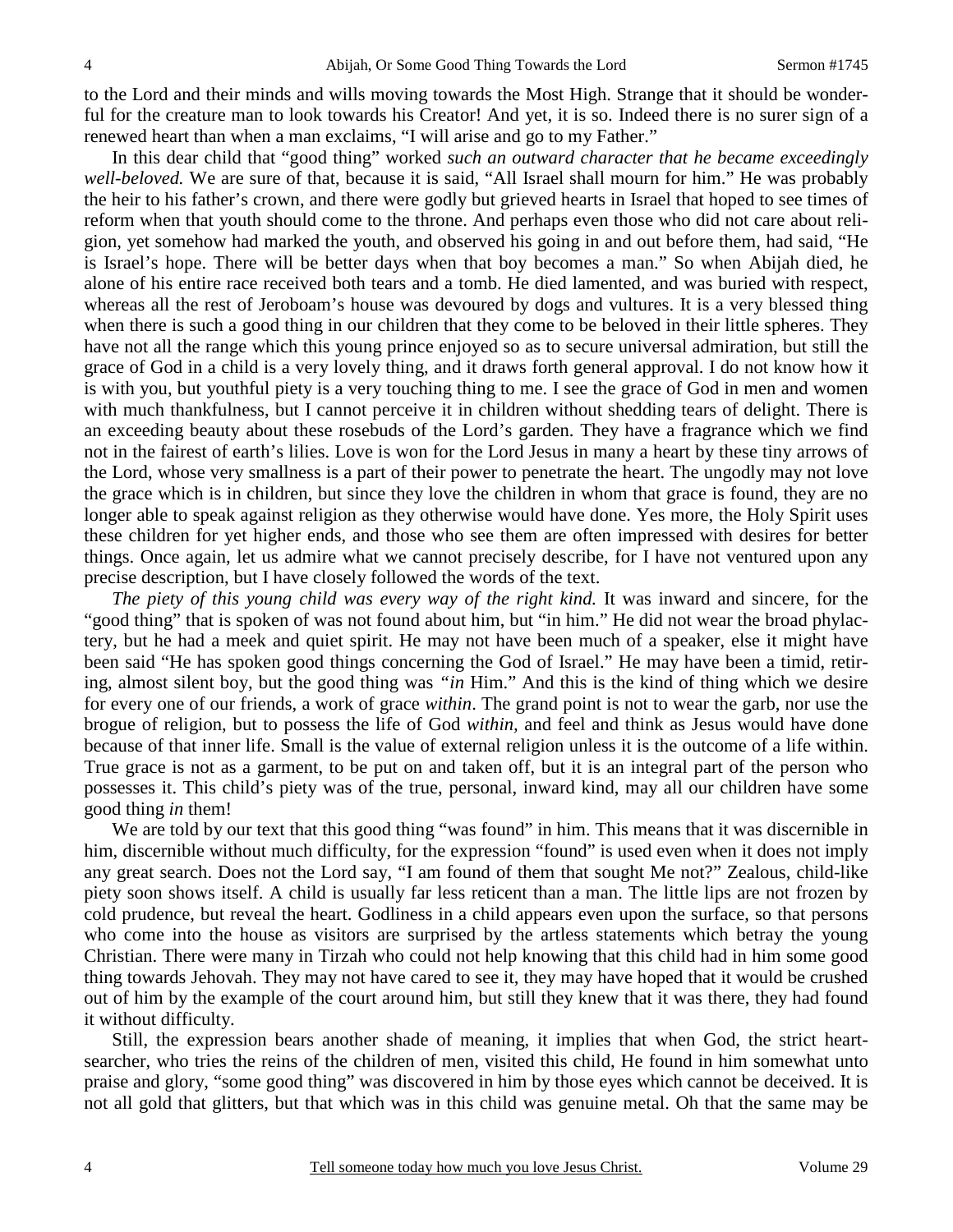to the Lord and their minds and wills moving towards the Most High. Strange that it should be wonderful for the creature man to look towards his Creator! And yet, it is so. Indeed there is no surer sign of a renewed heart than when a man exclaims, "I will arise and go to my Father."

In this dear child that "good thing" worked *such an outward character that he became exceedingly well-beloved.* We are sure of that, because it is said, "All Israel shall mourn for him." He was probably the heir to his father's crown, and there were godly but grieved hearts in Israel that hoped to see times of reform when that youth should come to the throne. And perhaps even those who did not care about religion, yet somehow had marked the youth, and observed his going in and out before them, had said, "He is Israel's hope. There will be better days when that boy becomes a man." So when Abijah died, he alone of his entire race received both tears and a tomb. He died lamented, and was buried with respect, whereas all the rest of Jeroboam's house was devoured by dogs and vultures. It is a very blessed thing when there is such a good thing in our children that they come to be beloved in their little spheres. They have not all the range which this young prince enjoyed so as to secure universal admiration, but still the grace of God in a child is a very lovely thing, and it draws forth general approval. I do not know how it is with you, but youthful piety is a very touching thing to me. I see the grace of God in men and women with much thankfulness, but I cannot perceive it in children without shedding tears of delight. There is an exceeding beauty about these rosebuds of the Lord's garden. They have a fragrance which we find not in the fairest of earth's lilies. Love is won for the Lord Jesus in many a heart by these tiny arrows of the Lord, whose very smallness is a part of their power to penetrate the heart. The ungodly may not love the grace which is in children, but since they love the children in whom that grace is found, they are no longer able to speak against religion as they otherwise would have done. Yes more, the Holy Spirit uses these children for yet higher ends, and those who see them are often impressed with desires for better things. Once again, let us admire what we cannot precisely describe, for I have not ventured upon any precise description, but I have closely followed the words of the text.

*The piety of this young child was every way of the right kind.* It was inward and sincere, for the "good thing" that is spoken of was not found about him, but "in him." He did not wear the broad phylactery, but he had a meek and quiet spirit. He may not have been much of a speaker, else it might have been said "He has spoken good things concerning the God of Israel." He may have been a timid, retiring, almost silent boy, but the good thing was *"in* Him." And this is the kind of thing which we desire for every one of our friends, a work of grace *within*. The grand point is not to wear the garb, nor use the brogue of religion, but to possess the life of God *within,* and feel and think as Jesus would have done because of that inner life. Small is the value of external religion unless it is the outcome of a life within. True grace is not as a garment, to be put on and taken off, but it is an integral part of the person who possesses it. This child's piety was of the true, personal, inward kind, may all our children have some good thing *in* them!

We are told by our text that this good thing "was found" in him. This means that it was discernible in him, discernible without much difficulty, for the expression "found" is used even when it does not imply any great search. Does not the Lord say, "I am found of them that sought Me not?" Zealous, child-like piety soon shows itself. A child is usually far less reticent than a man. The little lips are not frozen by cold prudence, but reveal the heart. Godliness in a child appears even upon the surface, so that persons who come into the house as visitors are surprised by the artless statements which betray the young Christian. There were many in Tirzah who could not help knowing that this child had in him some good thing towards Jehovah. They may not have cared to see it, they may have hoped that it would be crushed out of him by the example of the court around him, but still they knew that it was there, they had found it without difficulty.

Still, the expression bears another shade of meaning, it implies that when God, the strict heart-searcher, who tries the reins of the children of men, visited this child, He found in him somewhat unto praise and glory, "some good thing" was discovered in him by those eyes which cannot be deceived. It is not all gold that glitters, but that which was in this child was genuine metal. Oh that the same may be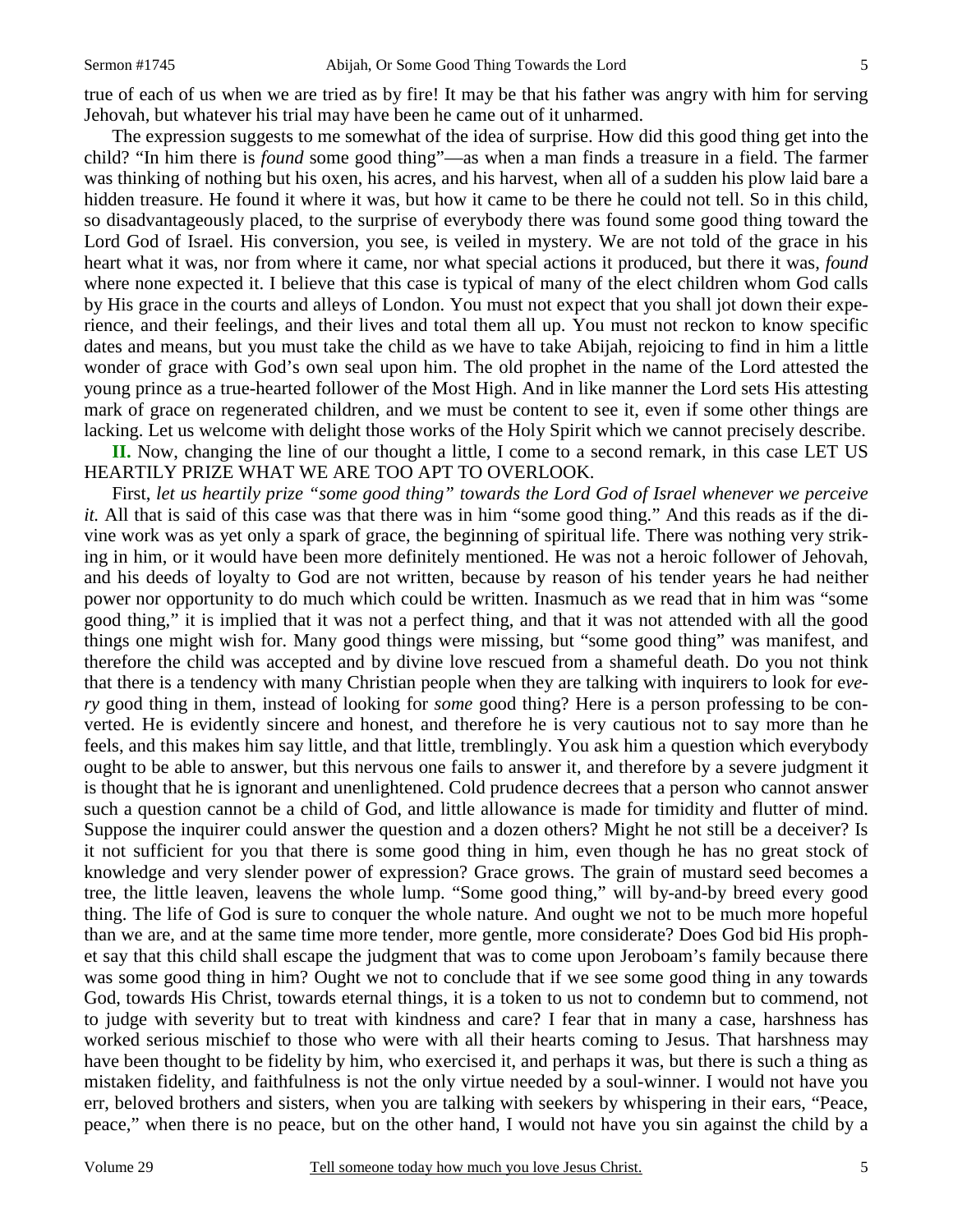true of each of us when we are tried as by fire! It may be that his father was angry with him for serving Jehovah, but whatever his trial may have been he came out of it unharmed.

The expression suggests to me somewhat of the idea of surprise. How did this good thing get into the child? "In him there is *found* some good thing"—as when a man finds a treasure in a field. The farmer was thinking of nothing but his oxen, his acres, and his harvest, when all of a sudden his plow laid bare a hidden treasure. He found it where it was, but how it came to be there he could not tell. So in this child, so disadvantageously placed, to the surprise of everybody there was found some good thing toward the Lord God of Israel. His conversion, you see, is veiled in mystery. We are not told of the grace in his heart what it was, nor from where it came, nor what special actions it produced, but there it was, *found* where none expected it. I believe that this case is typical of many of the elect children whom God calls by His grace in the courts and alleys of London. You must not expect that you shall jot down their experience, and their feelings, and their lives and total them all up. You must not reckon to know specific dates and means, but you must take the child as we have to take Abijah, rejoicing to find in him a little wonder of grace with God's own seal upon him. The old prophet in the name of the Lord attested the young prince as a true-hearted follower of the Most High. And in like manner the Lord sets His attesting mark of grace on regenerated children, and we must be content to see it, even if some other things are lacking. Let us welcome with delight those works of the Holy Spirit which we cannot precisely describe.

**II.** Now, changing the line of our thought a little, I come to a second remark, in this case LET US HEARTILY PRIZE WHAT WE ARE TOO APT TO OVERLOOK.

First, *let us heartily prize "some good thing" towards the Lord God of Israel whenever we perceive it.* All that is said of this case was that there was in him "some good thing." And this reads as if the divine work was as yet only a spark of grace, the beginning of spiritual life. There was nothing very striking in him, or it would have been more definitely mentioned. He was not a heroic follower of Jehovah, and his deeds of loyalty to God are not written, because by reason of his tender years he had neither power nor opportunity to do much which could be written. Inasmuch as we read that in him was "some good thing," it is implied that it was not a perfect thing, and that it was not attended with all the good things one might wish for. Many good things were missing, but "some good thing" was manifest, and therefore the child was accepted and by divine love rescued from a shameful death. Do you not think that there is a tendency with many Christian people when they are talking with inquirers to look for *every* good thing in them, instead of looking for *some* good thing? Here is a person professing to be converted. He is evidently sincere and honest, and therefore he is very cautious not to say more than he feels, and this makes him say little, and that little, tremblingly. You ask him a question which everybody ought to be able to answer, but this nervous one fails to answer it, and therefore by a severe judgment it is thought that he is ignorant and unenlightened. Cold prudence decrees that a person who cannot answer such a question cannot be a child of God, and little allowance is made for timidity and flutter of mind. Suppose the inquirer could answer the question and a dozen others? Might he not still be a deceiver? Is it not sufficient for you that there is some good thing in him, even though he has no great stock of knowledge and very slender power of expression? Grace grows. The grain of mustard seed becomes a tree, the little leaven, leavens the whole lump. "Some good thing," will by-and-by breed every good thing. The life of God is sure to conquer the whole nature. And ought we not to be much more hopeful than we are, and at the same time more tender, more gentle, more considerate? Does God bid His prophet say that this child shall escape the judgment that was to come upon Jeroboam's family because there was some good thing in him? Ought we not to conclude that if we see some good thing in any towards God, towards His Christ, towards eternal things, it is a token to us not to condemn but to commend, not to judge with severity but to treat with kindness and care? I fear that in many a case, harshness has worked serious mischief to those who were with all their hearts coming to Jesus. That harshness may have been thought to be fidelity by him, who exercised it, and perhaps it was, but there is such a thing as mistaken fidelity, and faithfulness is not the only virtue needed by a soul-winner. I would not have you err, beloved brothers and sisters, when you are talking with seekers by whispering in their ears, "Peace, peace," when there is no peace, but on the other hand, I would not have you sin against the child by a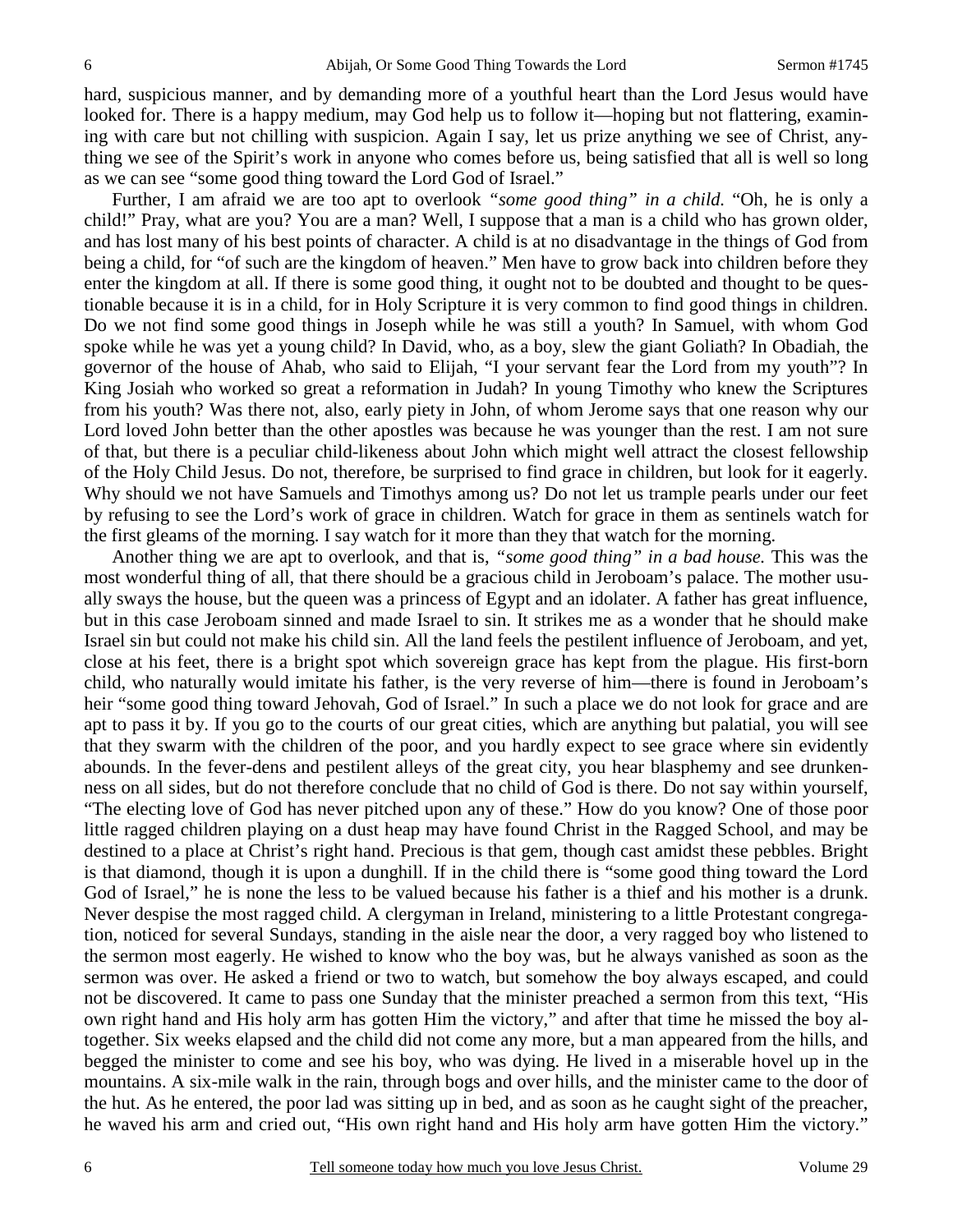hard, suspicious manner, and by demanding more of a youthful heart than the Lord Jesus would have looked for. There is a happy medium, may God help us to follow it—hoping but not flattering, examining with care but not chilling with suspicion. Again I say, let us prize anything we see of Christ, anything we see of the Spirit's work in anyone who comes before us, being satisfied that all is well so long as we can see "some good thing toward the Lord God of Israel."

Further, I am afraid we are too apt to overlook *"some good thing" in a child.* "Oh, he is only a child!" Pray, what are you? You are a man? Well, I suppose that a man is a child who has grown older, and has lost many of his best points of character. A child is at no disadvantage in the things of God from being a child, for "of such are the kingdom of heaven." Men have to grow back into children before they enter the kingdom at all. If there is some good thing, it ought not to be doubted and thought to be questionable because it is in a child, for in Holy Scripture it is very common to find good things in children. Do we not find some good things in Joseph while he was still a youth? In Samuel, with whom God spoke while he was yet a young child? In David, who, as a boy, slew the giant Goliath? In Obadiah, the governor of the house of Ahab, who said to Elijah, "I your servant fear the Lord from my youth"? In King Josiah who worked so great a reformation in Judah? In young Timothy who knew the Scriptures from his youth? Was there not, also, early piety in John, of whom Jerome says that one reason why our Lord loved John better than the other apostles was because he was younger than the rest. I am not sure of that, but there is a peculiar child-likeness about John which might well attract the closest fellowship of the Holy Child Jesus. Do not, therefore, be surprised to find grace in children, but look for it eagerly. Why should we not have Samuels and Timothys among us? Do not let us trample pearls under our feet by refusing to see the Lord's work of grace in children. Watch for grace in them as sentinels watch for the first gleams of the morning. I say watch for it more than they that watch for the morning.

Another thing we are apt to overlook, and that is, *"some good thing" in a bad house.* This was the most wonderful thing of all, that there should be a gracious child in Jeroboam's palace. The mother usually sways the house, but the queen was a princess of Egypt and an idolater. A father has great influence, but in this case Jeroboam sinned and made Israel to sin. It strikes me as a wonder that he should make Israel sin but could not make his child sin. All the land feels the pestilent influence of Jeroboam, and yet, close at his feet, there is a bright spot which sovereign grace has kept from the plague. His first-born child, who naturally would imitate his father, is the very reverse of him—there is found in Jeroboam's heir "some good thing toward Jehovah, God of Israel." In such a place we do not look for grace and are apt to pass it by. If you go to the courts of our great cities, which are anything but palatial, you will see that they swarm with the children of the poor, and you hardly expect to see grace where sin evidently abounds. In the fever-dens and pestilent alleys of the great city, you hear blasphemy and see drunkenness on all sides, but do not therefore conclude that no child of God is there. Do not say within yourself, "The electing love of God has never pitched upon any of these." How do you know? One of those poor little ragged children playing on a dust heap may have found Christ in the Ragged School, and may be destined to a place at Christ's right hand. Precious is that gem, though cast amidst these pebbles. Bright is that diamond, though it is upon a dunghill. If in the child there is "some good thing toward the Lord God of Israel," he is none the less to be valued because his father is a thief and his mother is a drunk. Never despise the most ragged child. A clergyman in Ireland, ministering to a little Protestant congregation, noticed for several Sundays, standing in the aisle near the door, a very ragged boy who listened to the sermon most eagerly. He wished to know who the boy was, but he always vanished as soon as the sermon was over. He asked a friend or two to watch, but somehow the boy always escaped, and could not be discovered. It came to pass one Sunday that the minister preached a sermon from this text, "His own right hand and His holy arm has gotten Him the victory," and after that time he missed the boy altogether. Six weeks elapsed and the child did not come any more, but a man appeared from the hills, and begged the minister to come and see his boy, who was dying. He lived in a miserable hovel up in the mountains. A six-mile walk in the rain, through bogs and over hills, and the minister came to the door of the hut. As he entered, the poor lad was sitting up in bed, and as soon as he caught sight of the preacher, he waved his arm and cried out, "His own right hand and His holy arm have gotten Him the victory."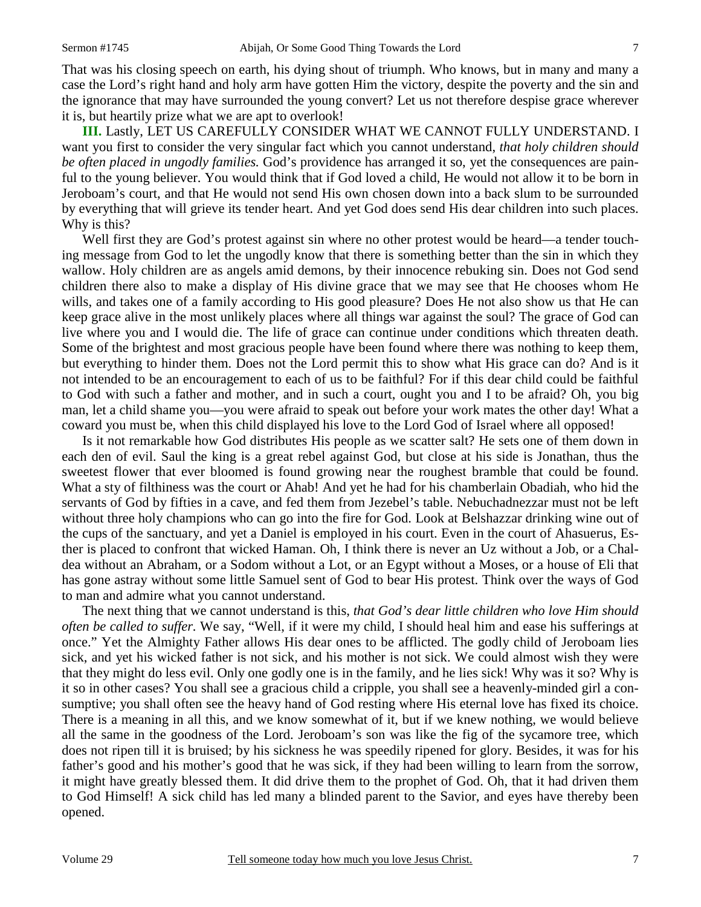That was his closing speech on earth, his dying shout of triumph. Who knows, but in many and many a case the Lord's right hand and holy arm have gotten Him the victory, despite the poverty and the sin and the ignorance that may have surrounded the young convert? Let us not therefore despise grace wherever it is, but heartily prize what we are apt to overlook!

**III.** Lastly, LET US CAREFULLY CONSIDER WHAT WE CANNOT FULLY UNDERSTAND. I want you first to consider the very singular fact which you cannot understand, *that holy children should be often placed in ungodly families.* God's providence has arranged it so, yet the consequences are painful to the young believer. You would think that if God loved a child, He would not allow it to be born in Jeroboam's court, and that He would not send His own chosen down into a back slum to be surrounded by everything that will grieve its tender heart. And yet God does send His dear children into such places. Why is this?

Well first they are God's protest against sin where no other protest would be heard—a tender touching message from God to let the ungodly know that there is something better than the sin in which they wallow. Holy children are as angels amid demons, by their innocence rebuking sin. Does not God send children there also to make a display of His divine grace that we may see that He chooses whom He wills, and takes one of a family according to His good pleasure? Does He not also show us that He can keep grace alive in the most unlikely places where all things war against the soul? The grace of God can live where you and I would die. The life of grace can continue under conditions which threaten death. Some of the brightest and most gracious people have been found where there was nothing to keep them, but everything to hinder them. Does not the Lord permit this to show what His grace can do? And is it not intended to be an encouragement to each of us to be faithful? For if this dear child could be faithful to God with such a father and mother, and in such a court, ought you and I to be afraid? Oh, you big man, let a child shame you—you were afraid to speak out before your work mates the other day! What a coward you must be, when this child displayed his love to the Lord God of Israel where all opposed!

Is it not remarkable how God distributes His people as we scatter salt? He sets one of them down in each den of evil. Saul the king is a great rebel against God, but close at his side is Jonathan, thus the sweetest flower that ever bloomed is found growing near the roughest bramble that could be found. What a sty of filthiness was the court or Ahab! And yet he had for his chamberlain Obadiah, who hid the servants of God by fifties in a cave, and fed them from Jezebel's table. Nebuchadnezzar must not be left without three holy champions who can go into the fire for God. Look at Belshazzar drinking wine out of the cups of the sanctuary, and yet a Daniel is employed in his court. Even in the court of Ahasuerus, Esther is placed to confront that wicked Haman. Oh, I think there is never an Uz without a Job, or a Chaldea without an Abraham, or a Sodom without a Lot, or an Egypt without a Moses, or a house of Eli that has gone astray without some little Samuel sent of God to bear His protest. Think over the ways of God to man and admire what you cannot understand.

The next thing that we cannot understand is this, *that God's dear little children who love Him should often be called to suffer*. We say, "Well, if it were my child, I should heal him and ease his sufferings at once." Yet the Almighty Father allows His dear ones to be afflicted. The godly child of Jeroboam lies sick, and yet his wicked father is not sick, and his mother is not sick. We could almost wish they were that they might do less evil. Only one godly one is in the family, and he lies sick! Why was it so? Why is it so in other cases? You shall see a gracious child a cripple, you shall see a heavenly-minded girl a consumptive; you shall often see the heavy hand of God resting where His eternal love has fixed its choice. There is a meaning in all this, and we know somewhat of it, but if we knew nothing, we would believe all the same in the goodness of the Lord. Jeroboam's son was like the fig of the sycamore tree, which does not ripen till it is bruised; by his sickness he was speedily ripened for glory. Besides, it was for his father's good and his mother's good that he was sick, if they had been willing to learn from the sorrow, it might have greatly blessed them. It did drive them to the prophet of God. Oh, that it had driven them to God Himself! A sick child has led many a blinded parent to the Savior, and eyes have thereby been opened.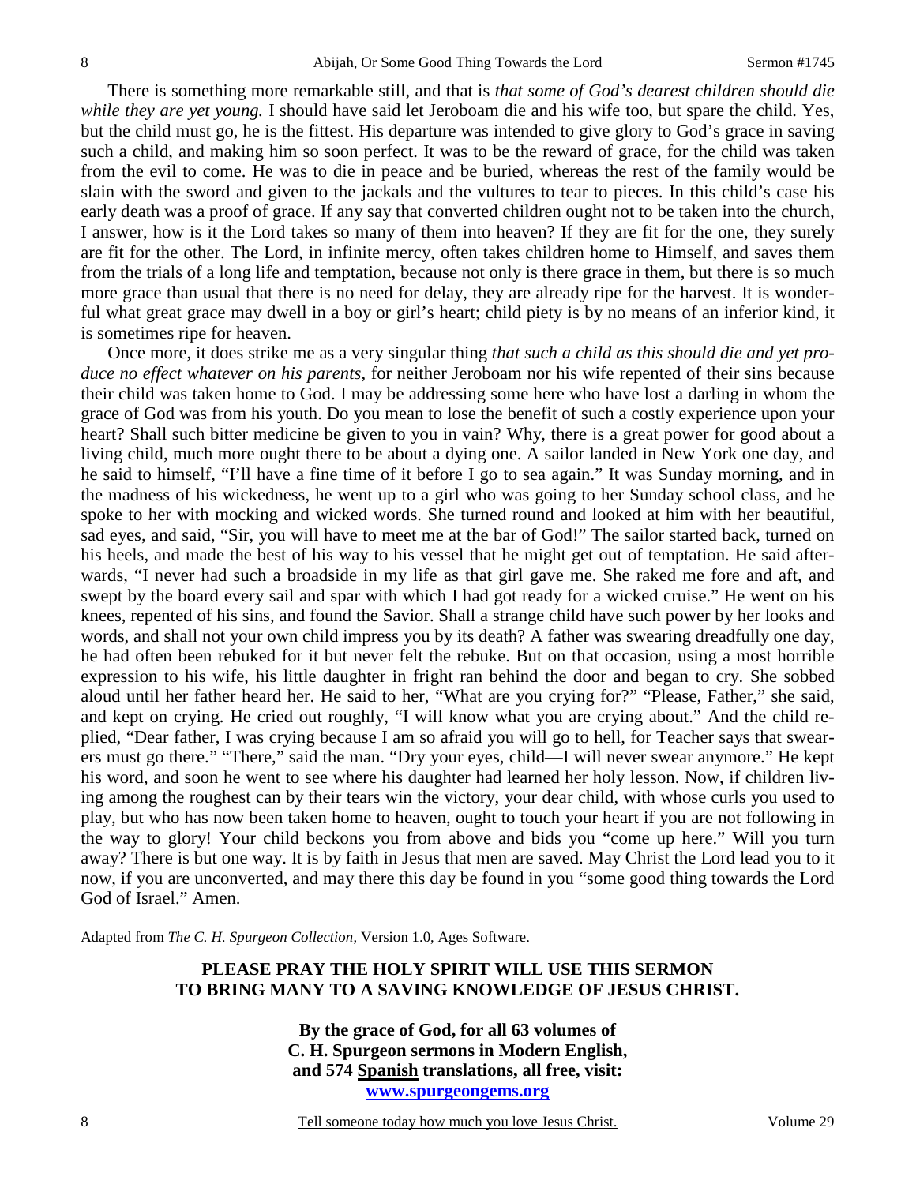There is something more remarkable still, and that is *that some of God's dearest children should die while they are yet young.* I should have said let Jeroboam die and his wife too, but spare the child. Yes, but the child must go, he is the fittest. His departure was intended to give glory to God's grace in saving such a child, and making him so soon perfect. It was to be the reward of grace, for the child was taken from the evil to come. He was to die in peace and be buried, whereas the rest of the family would be slain with the sword and given to the jackals and the vultures to tear to pieces. In this child's case his early death was a proof of grace. If any say that converted children ought not to be taken into the church, I answer, how is it the Lord takes so many of them into heaven? If they are fit for the one, they surely are fit for the other. The Lord, in infinite mercy, often takes children home to Himself, and saves them from the trials of a long life and temptation, because not only is there grace in them, but there is so much more grace than usual that there is no need for delay, they are already ripe for the harvest. It is wonderful what great grace may dwell in a boy or girl's heart; child piety is by no means of an inferior kind, it is sometimes ripe for heaven.

Once more, it does strike me as a very singular thing *that such a child as this should die and yet produce no effect whatever on his parents,* for neither Jeroboam nor his wife repented of their sins because their child was taken home to God. I may be addressing some here who have lost a darling in whom the grace of God was from his youth. Do you mean to lose the benefit of such a costly experience upon your heart? Shall such bitter medicine be given to you in vain? Why, there is a great power for good about a living child, much more ought there to be about a dying one. A sailor landed in New York one day, and he said to himself, "I'll have a fine time of it before I go to sea again." It was Sunday morning, and in the madness of his wickedness, he went up to a girl who was going to her Sunday school class, and he spoke to her with mocking and wicked words. She turned round and looked at him with her beautiful, sad eyes, and said, "Sir, you will have to meet me at the bar of God!" The sailor started back, turned on his heels, and made the best of his way to his vessel that he might get out of temptation. He said afterwards, "I never had such a broadside in my life as that girl gave me. She raked me fore and aft, and swept by the board every sail and spar with which I had got ready for a wicked cruise." He went on his knees, repented of his sins, and found the Savior. Shall a strange child have such power by her looks and words, and shall not your own child impress you by its death? A father was swearing dreadfully one day, he had often been rebuked for it but never felt the rebuke. But on that occasion, using a most horrible expression to his wife, his little daughter in fright ran behind the door and began to cry. She sobbed aloud until her father heard her. He said to her, "What are you crying for?" "Please, Father," she said, and kept on crying. He cried out roughly, "I will know what you are crying about." And the child replied, "Dear father, I was crying because I am so afraid you will go to hell, for Teacher says that swearers must go there." "There," said the man. "Dry your eyes, child—I will never swear anymore." He kept his word, and soon he went to see where his daughter had learned her holy lesson. Now, if children living among the roughest can by their tears win the victory, your dear child, with whose curls you used to play, but who has now been taken home to heaven, ought to touch your heart if you are not following in the way to glory! Your child beckons you from above and bids you "come up here." Will you turn away? There is but one way. It is by faith in Jesus that men are saved. May Christ the Lord lead you to it now, if you are unconverted, and may there this day be found in you "some good thing towards the Lord God of Israel." Amen.

Adapted from *The C. H. Spurgeon Collection*, Version 1.0, Ages Software.

**PLEASE PRAY THE HOLY SPIRIT WILL USE THIS SERMON TO BRING MANY TO A SAVING KNOWLEDGE OF JESUS CHRIST.**

**By the grace of God, for all 63 volumes of C. H. Spurgeon sermons in Modern English, and 574 Spanish translations, all free, visit: www.spurgeongems.org**

Tell someone today how much you love Jesus Christ.